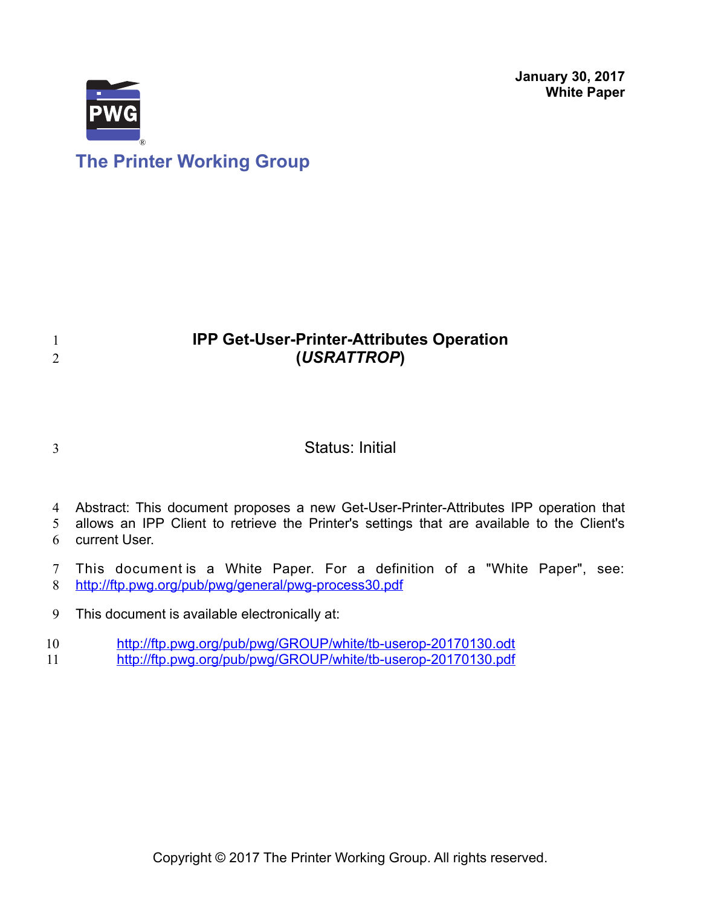January 30, 2017
**White Paper**

The Printer Working Group

# IPP Get-User-Printer-Attributes Operation (*USRATTROP*)

Status: Initial

Abstract: This document proposes a new Get-User-Printer-Attributes IPP operation that allows an IPP Client to retrieve the Printer's settings that are available to the Client's current User.

This document is a White Paper. For a definition of a "White Paper", see: http://ftp.pwg.org/pub/pwg/general/pwg-process30.pdf

This document is available electronically at:

http://ftp.pwg.org/pub/pwg/GROUP/white/tb-userop-20170130.odt
http://ftp.pwg.org/pub/pwg/GROUP/white/tb-userop-20170130.pdf

Copyright © 2017 The Printer Working Group. All rights reserved.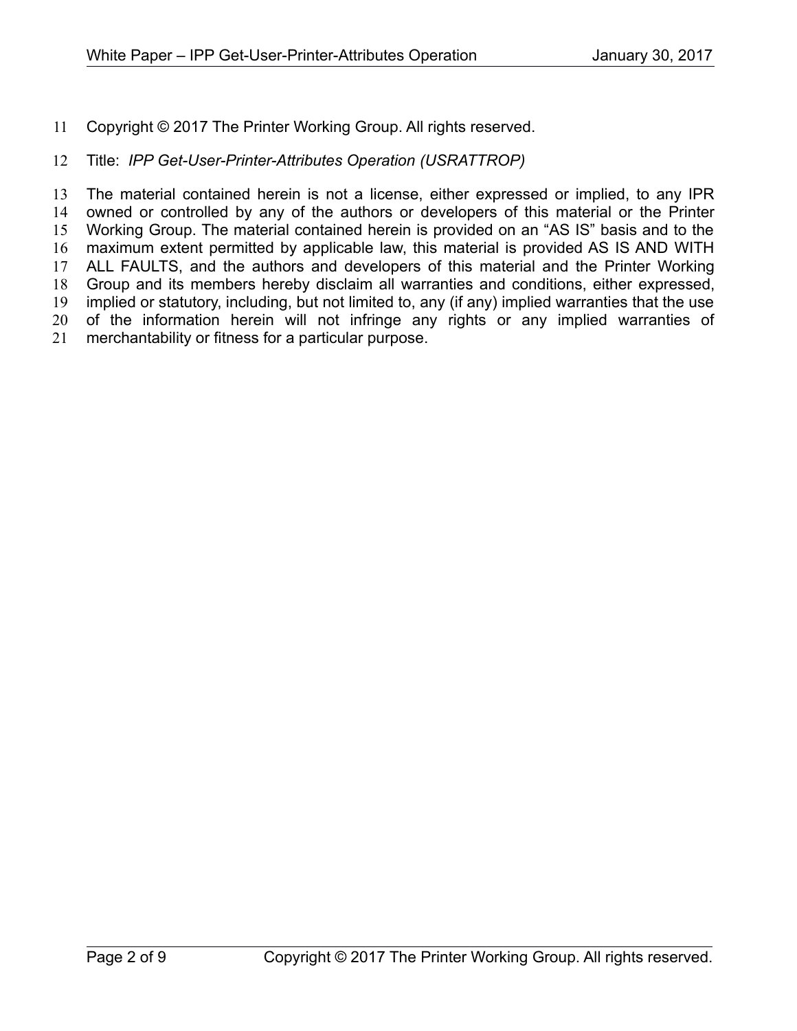Copyright © 2017 The Printer Working Group. All rights reserved.

Title: *IPP Get-User-Printer-Attributes Operation (USRATTROP)*

The material contained herein is not a license, either expressed or implied, to any IPR owned or controlled by any of the authors or developers of this material or the Printer Working Group. The material contained herein is provided on an “AS IS” basis and to the maximum extent permitted by applicable law, this material is provided AS IS AND WITH ALL FAULTS, and the authors and developers of this material and the Printer Working Group and its members hereby disclaim all warranties and conditions, either expressed, implied or statutory, including, but not limited to, any (if any) implied warranties that the use of the information herein will not infringe any rights or any implied warranties of merchantability or fitness for a particular purpose.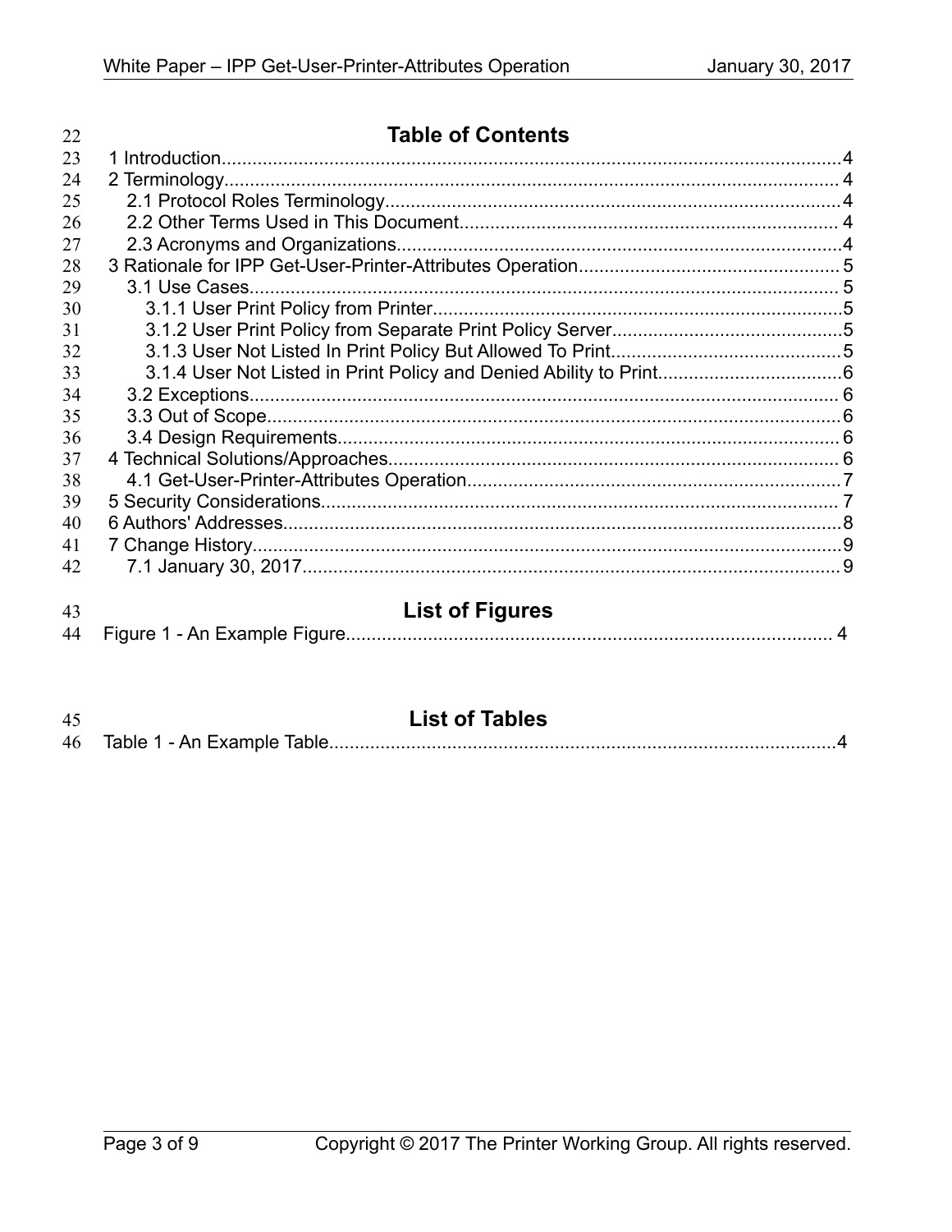## Table of Contents

1 Introduction........................................................................................................................4
2 Terminology.......................................................................................................................4
  2.1 Protocol Roles Terminology........................................................................................4
  2.2 Other Terms Used in This Document..........................................................................4
  2.3 Acronyms and Organizations......................................................................................4
3 Rationale for IPP Get-User-Printer-Attributes Operation..................................................5
  3.1 Use Cases..................................................................................................................5
    3.1.1 User Print Policy from Printer...............................................................................5
    3.1.2 User Print Policy from Separate Print Policy Server............................................5
    3.1.3 User Not Listed In Print Policy But Allowed To Print............................................5
    3.1.4 User Not Listed in Print Policy and Denied Ability to Print....................................6
  3.2 Exceptions..................................................................................................................6
  3.3 Out of Scope...............................................................................................................6
  3.4 Design Requirements.................................................................................................6
4 Technical Solutions/Approaches.......................................................................................6
  4.1 Get-User-Printer-Attributes Operation.........................................................................7
5 Security Considerations.....................................................................................................7
6 Authors' Addresses...........................................................................................................8
7 Change History..................................................................................................................9
  7.1 January 30, 2017........................................................................................................9

## List of Figures

Figure 1 - An Example Figure...............................................................................................4

## List of Tables

Table 1 - An Example Table..................................................................................................4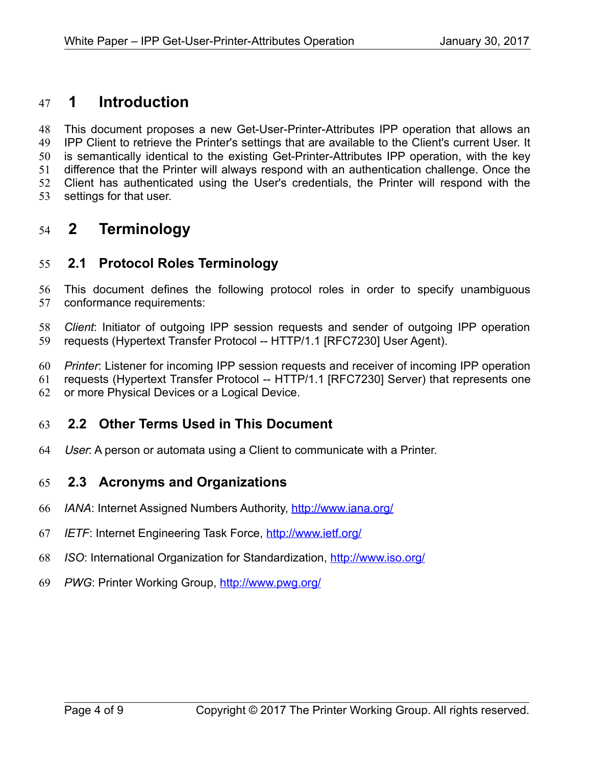# 1 Introduction

This document proposes a new Get-User-Printer-Attributes IPP operation that allows an IPP Client to retrieve the Printer's settings that are available to the Client's current User. It is semantically identical to the existing Get-Printer-Attributes IPP operation, with the key difference that the Printer will always respond with an authentication challenge. Once the Client has authenticated using the User's credentials, the Printer will respond with the settings for that user.

# 2 Terminology

## 2.1 Protocol Roles Terminology

This document defines the following protocol roles in order to specify unambiguous conformance requirements:

*Client*: Initiator of outgoing IPP session requests and sender of outgoing IPP operation requests (Hypertext Transfer Protocol -- HTTP/1.1 [RFC7230] User Agent).

*Printer*: Listener for incoming IPP session requests and receiver of incoming IPP operation requests (Hypertext Transfer Protocol -- HTTP/1.1 [RFC7230] Server) that represents one or more Physical Devices or a Logical Device.

## 2.2 Other Terms Used in This Document

*User*: A person or automata using a Client to communicate with a Printer.

## 2.3 Acronyms and Organizations

*IANA*: Internet Assigned Numbers Authority, http://www.iana.org/

*IETF*: Internet Engineering Task Force, http://www.ietf.org/

*ISO*: International Organization for Standardization, http://www.iso.org/

*PWG*: Printer Working Group, http://www.pwg.org/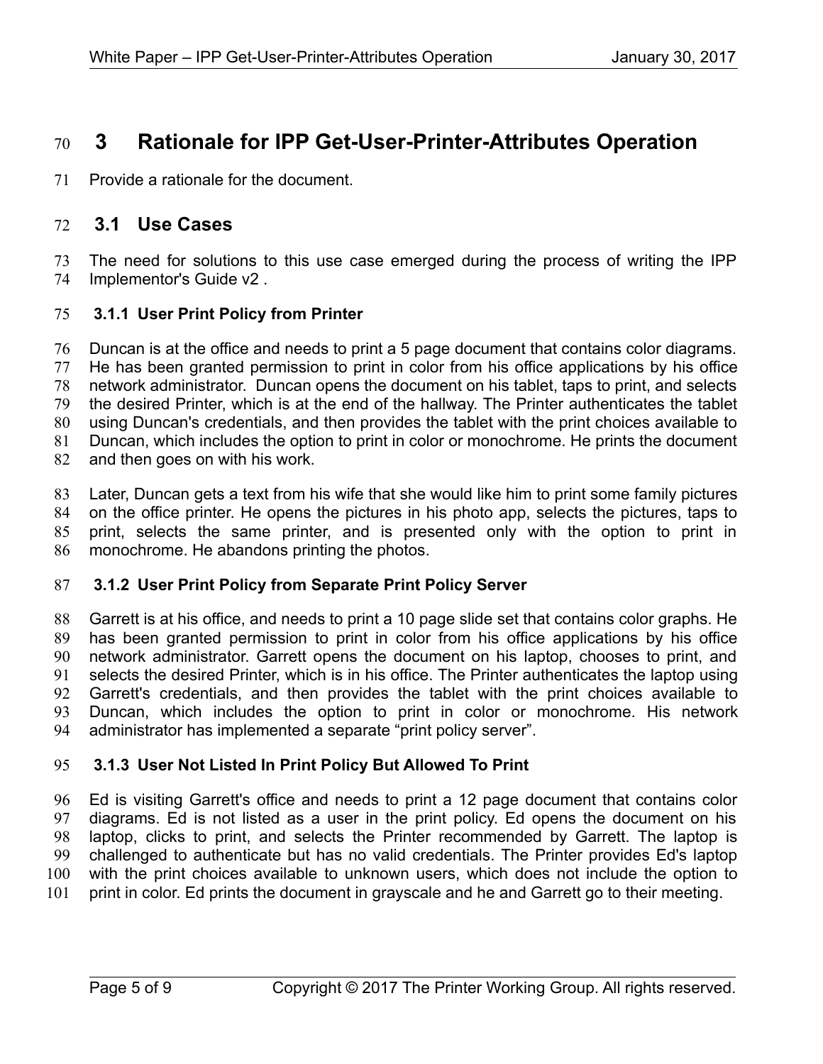# 3 Rationale for IPP Get-User-Printer-Attributes Operation

Provide a rationale for the document.

## 3.1 Use Cases

The need for solutions to this use case emerged during the process of writing the IPP Implementor's Guide v2 .

### 3.1.1 User Print Policy from Printer

Duncan is at the office and needs to print a 5 page document that contains color diagrams. He has been granted permission to print in color from his office applications by his office network administrator. Duncan opens the document on his tablet, taps to print, and selects the desired Printer, which is at the end of the hallway. The Printer authenticates the tablet using Duncan's credentials, and then provides the tablet with the print choices available to Duncan, which includes the option to print in color or monochrome. He prints the document and then goes on with his work.

Later, Duncan gets a text from his wife that she would like him to print some family pictures on the office printer. He opens the pictures in his photo app, selects the pictures, taps to print, selects the same printer, and is presented only with the option to print in monochrome. He abandons printing the photos.

### 3.1.2 User Print Policy from Separate Print Policy Server

Garrett is at his office, and needs to print a 10 page slide set that contains color graphs. He has been granted permission to print in color from his office applications by his office network administrator. Garrett opens the document on his laptop, chooses to print, and selects the desired Printer, which is in his office. The Printer authenticates the laptop using Garrett's credentials, and then provides the tablet with the print choices available to Duncan, which includes the option to print in color or monochrome. His network administrator has implemented a separate “print policy server”.

### 3.1.3 User Not Listed In Print Policy But Allowed To Print

Ed is visiting Garrett's office and needs to print a 12 page document that contains color diagrams. Ed is not listed as a user in the print policy. Ed opens the document on his laptop, clicks to print, and selects the Printer recommended by Garrett. The laptop is challenged to authenticate but has no valid credentials. The Printer provides Ed's laptop with the print choices available to unknown users, which does not include the option to print in color. Ed prints the document in grayscale and he and Garrett go to their meeting.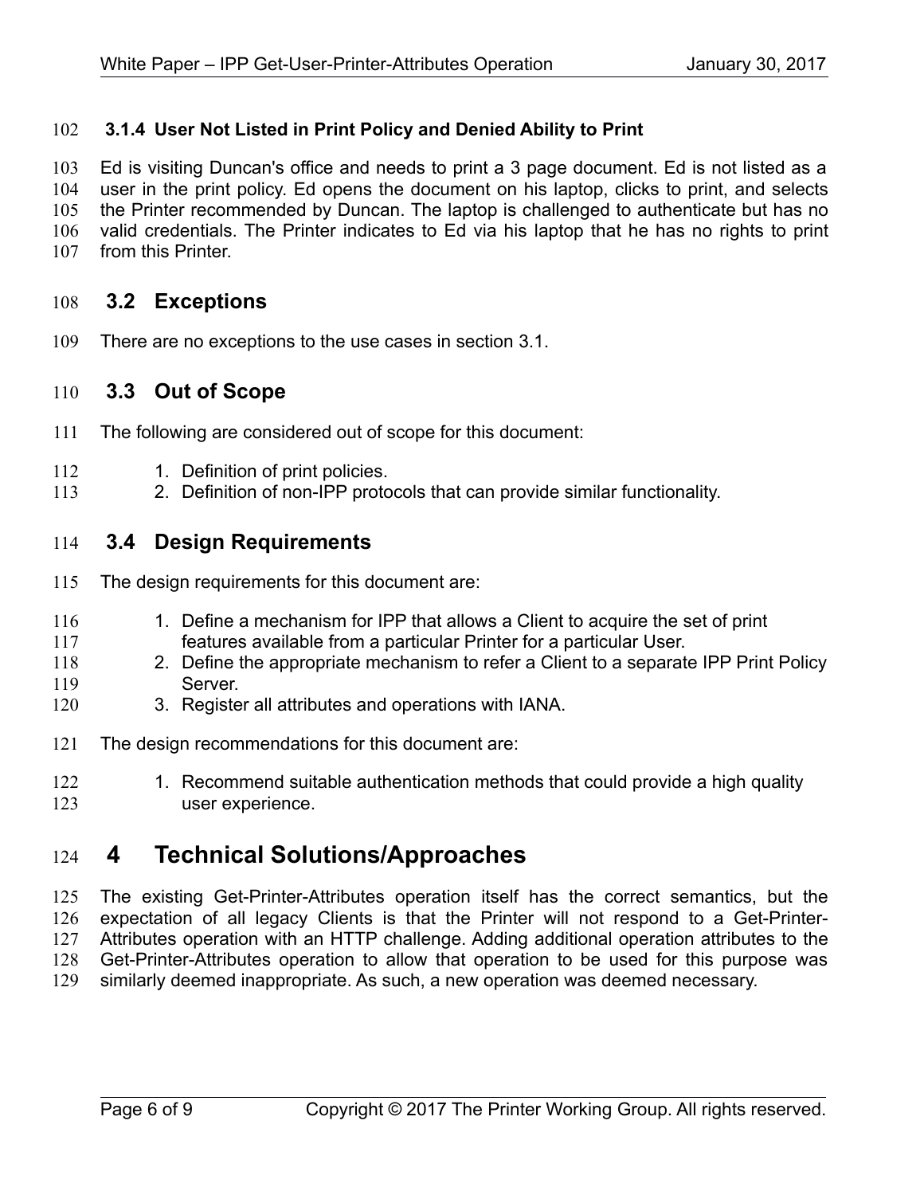### 3.1.4 User Not Listed in Print Policy and Denied Ability to Print

Ed is visiting Duncan's office and needs to print a 3 page document. Ed is not listed as a user in the print policy. Ed opens the document on his laptop, clicks to print, and selects the Printer recommended by Duncan. The laptop is challenged to authenticate but has no valid credentials. The Printer indicates to Ed via his laptop that he has no rights to print from this Printer.

## 3.2 Exceptions

There are no exceptions to the use cases in section 3.1.

## 3.3 Out of Scope

The following are considered out of scope for this document:

1. Definition of print policies.
2. Definition of non-IPP protocols that can provide similar functionality.

## 3.4 Design Requirements

The design requirements for this document are:

1. Define a mechanism for IPP that allows a Client to acquire the set of print features available from a particular Printer for a particular User.
2. Define the appropriate mechanism to refer a Client to a separate IPP Print Policy Server.
3. Register all attributes and operations with IANA.

The design recommendations for this document are:

1. Recommend suitable authentication methods that could provide a high quality user experience.

# 4 Technical Solutions/Approaches

The existing Get-Printer-Attributes operation itself has the correct semantics, but the expectation of all legacy Clients is that the Printer will not respond to a Get-Printer-Attributes operation with an HTTP challenge. Adding additional operation attributes to the Get-Printer-Attributes operation to allow that operation to be used for this purpose was similarly deemed inappropriate. As such, a new operation was deemed necessary.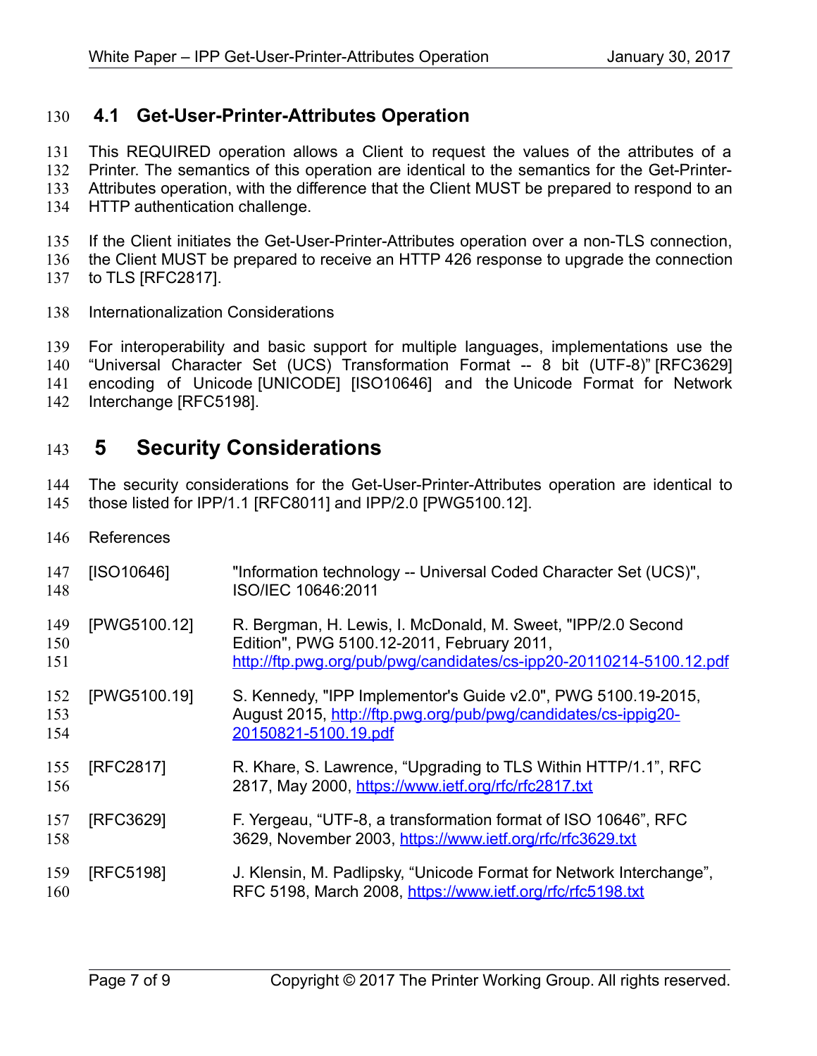## 4.1 Get-User-Printer-Attributes Operation

This REQUIRED operation allows a Client to request the values of the attributes of a Printer. The semantics of this operation are identical to the semantics for the Get-Printer-Attributes operation, with the difference that the Client MUST be prepared to respond to an HTTP authentication challenge.

If the Client initiates the Get-User-Printer-Attributes operation over a non-TLS connection, the Client MUST be prepared to receive an HTTP 426 response to upgrade the connection to TLS [RFC2817].

Internationalization Considerations

For interoperability and basic support for multiple languages, implementations use the "Universal Character Set (UCS) Transformation Format -- 8 bit (UTF-8)" [RFC3629] encoding of Unicode [UNICODE] [ISO10646] and the Unicode Format for Network Interchange [RFC5198].

# 5 Security Considerations

The security considerations for the Get-User-Printer-Attributes operation are identical to those listed for IPP/1.1 [RFC8011] and IPP/2.0 [PWG5100.12].

References

[ISO10646] "Information technology -- Universal Coded Character Set (UCS)", ISO/IEC 10646:2011

[PWG5100.12] R. Bergman, H. Lewis, I. McDonald, M. Sweet, "IPP/2.0 Second Edition", PWG 5100.12-2011, February 2011, http://ftp.pwg.org/pub/pwg/candidates/cs-ipp20-20110214-5100.12.pdf

[PWG5100.19] S. Kennedy, "IPP Implementor's Guide v2.0", PWG 5100.19-2015, August 2015, http://ftp.pwg.org/pub/pwg/candidates/cs-ippig20-20150821-5100.19.pdf

[RFC2817] R. Khare, S. Lawrence, "Upgrading to TLS Within HTTP/1.1", RFC 2817, May 2000, https://www.ietf.org/rfc/rfc2817.txt

[RFC3629] F. Yergeau, "UTF-8, a transformation format of ISO 10646", RFC 3629, November 2003, https://www.ietf.org/rfc/rfc3629.txt

[RFC5198] J. Klensin, M. Padlipsky, "Unicode Format for Network Interchange", RFC 5198, March 2008, https://www.ietf.org/rfc/rfc5198.txt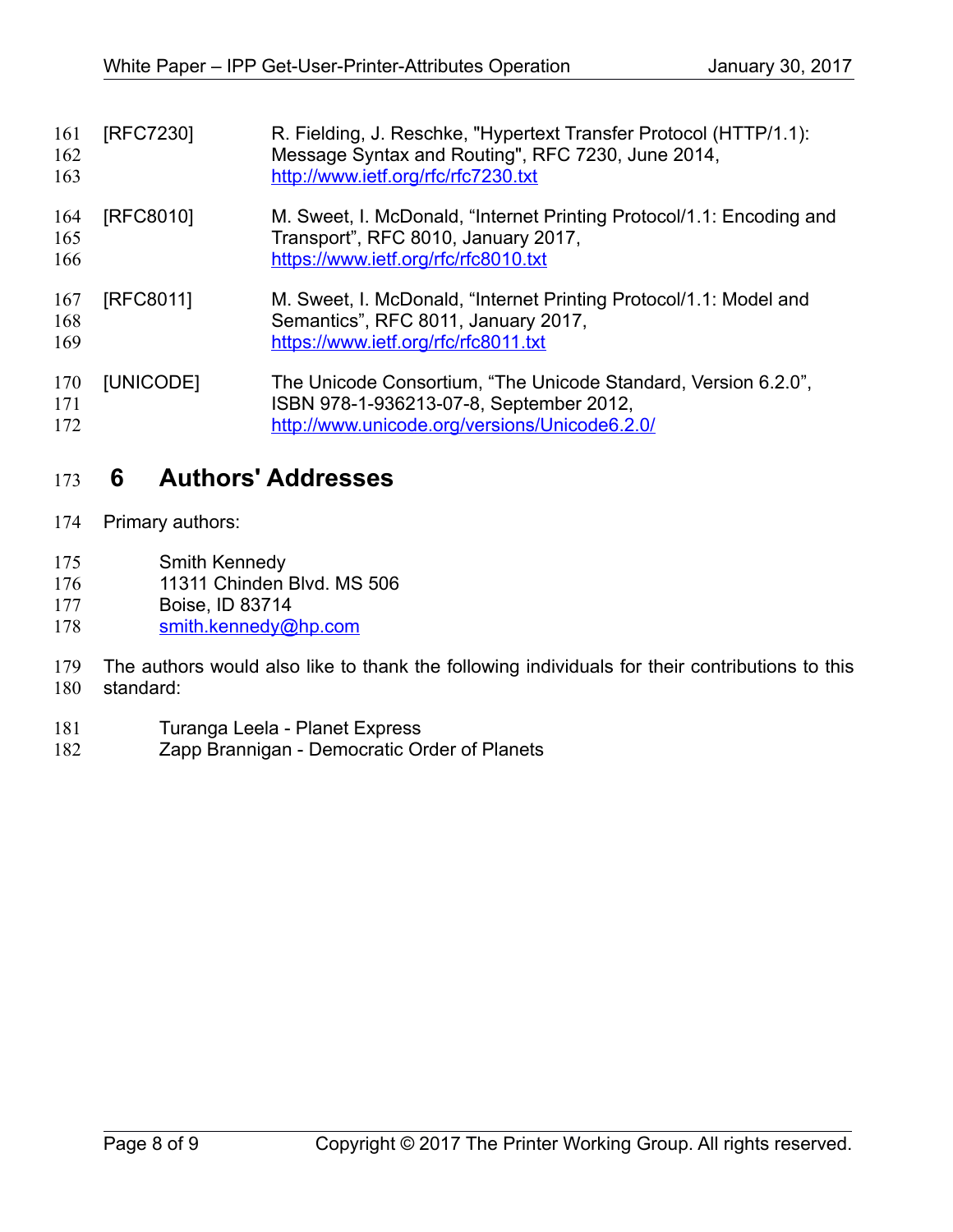[RFC7230] R. Fielding, J. Reschke, "Hypertext Transfer Protocol (HTTP/1.1): Message Syntax and Routing", RFC 7230, June 2014, http://www.ietf.org/rfc/rfc7230.txt

[RFC8010] M. Sweet, I. McDonald, "Internet Printing Protocol/1.1: Encoding and Transport", RFC 8010, January 2017, https://www.ietf.org/rfc/rfc8010.txt

[RFC8011] M. Sweet, I. McDonald, "Internet Printing Protocol/1.1: Model and Semantics", RFC 8011, January 2017, https://www.ietf.org/rfc/rfc8011.txt

[UNICODE] The Unicode Consortium, "The Unicode Standard, Version 6.2.0", ISBN 978-1-936213-07-8, September 2012, http://www.unicode.org/versions/Unicode6.2.0/

# 6 Authors' Addresses

Primary authors:

Smith Kennedy
11311 Chinden Blvd. MS 506
Boise, ID 83714
smith.kennedy@hp.com

The authors would also like to thank the following individuals for their contributions to this standard:

Turanga Leela - Planet Express
Zapp Brannigan - Democratic Order of Planets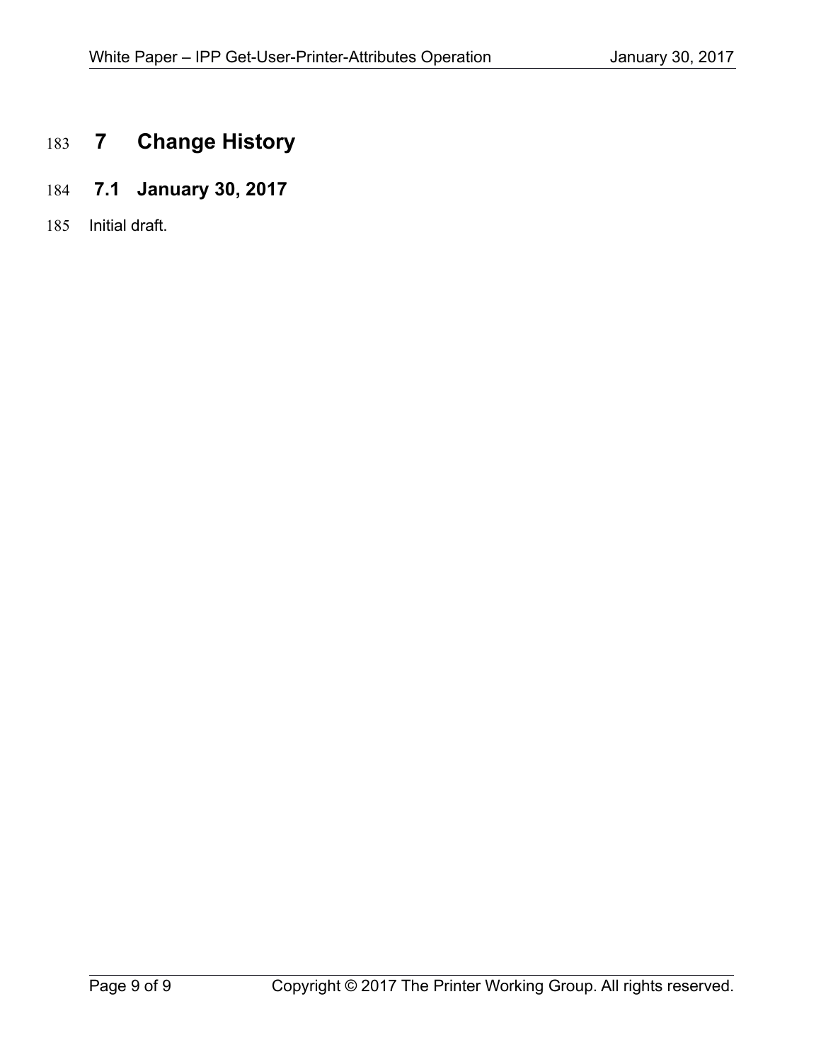# 7 Change History

## 7.1 January 30, 2017

Initial draft.